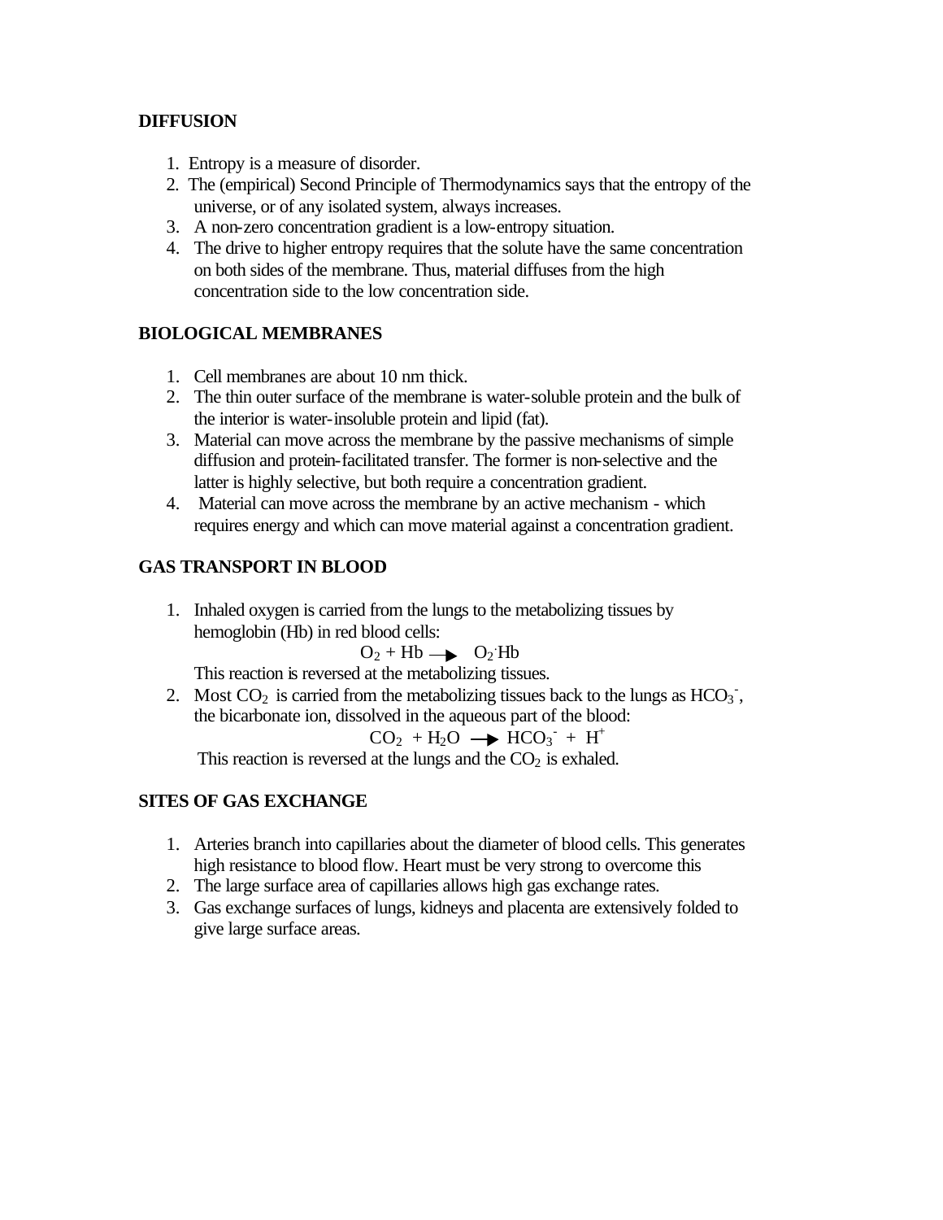## DIFFUSION

1. Entropy is a measure of disorder.
2. The (empirical) Second Principle of Thermodynamics says that the entropy of the universe, or of any isolated system, always increases.
3. A non-zero concentration gradient is a low-entropy situation.
4. The drive to higher entropy requires that the solute have the same concentration on both sides of the membrane. Thus, material diffuses from the high concentration side to the low concentration side.

## BIOLOGICAL MEMBRANES

1. Cell membranes are about 10 nm thick.
2. The thin outer surface of the membrane is water-soluble protein and the bulk of the interior is water-insoluble protein and lipid (fat).
3. Material can move across the membrane by the passive mechanisms of simple diffusion and protein-facilitated transfer. The former is non-selective and the latter is highly selective, but both require a concentration gradient.
4. Material can move across the membrane by an active mechanism - which requires energy and which can move material against a concentration gradient.

## GAS TRANSPORT IN BLOOD

1. Inhaled oxygen is carried from the lungs to the metabolizing tissues by hemoglobin (Hb) in red blood cells:

   $$O_2 + Hb \longrightarrow O_2 \cdot Hb$$

   This reaction is reversed at the metabolizing tissues.
2. Most $CO_2$ is carried from the metabolizing tissues back to the lungs as $HCO_3^-$, the bicarbonate ion, dissolved in the aqueous part of the blood:

   $$CO_2 + H_2O \longrightarrow HCO_3^- + H^+$$

   This reaction is reversed at the lungs and the $CO_2$ is exhaled.

## SITES OF GAS EXCHANGE

1. Arteries branch into capillaries about the diameter of blood cells. This generates high resistance to blood flow. Heart must be very strong to overcome this
2. The large surface area of capillaries allows high gas exchange rates.
3. Gas exchange surfaces of lungs, kidneys and placenta are extensively folded to give large surface areas.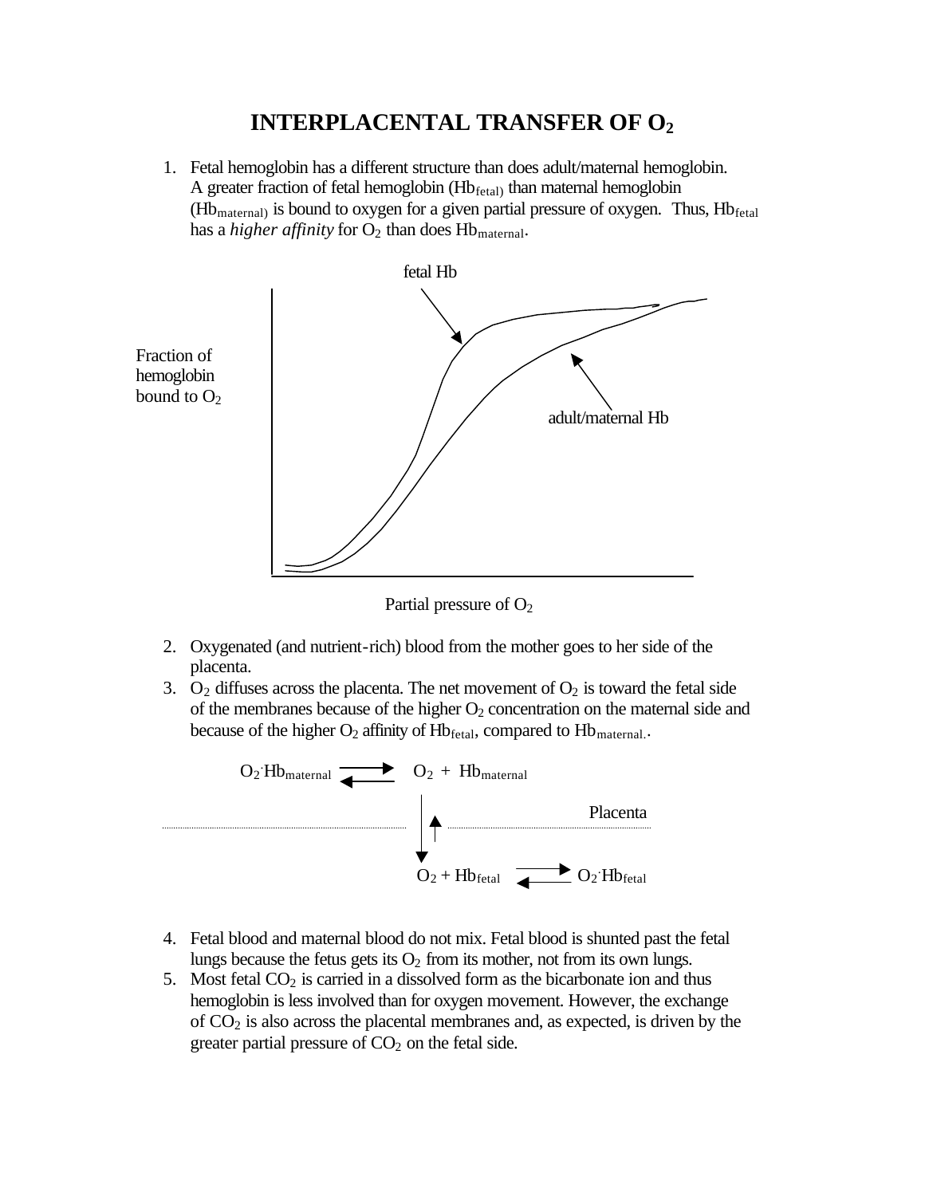# INTERPLACENTAL TRANSFER OF $O_2$

1. Fetal hemoglobin has a different structure than does adult/maternal hemoglobin. A greater fraction of fetal hemoglobin ($Hb_{fetal}$) than maternal hemoglobin ($Hb_{maternal}$) is bound to oxygen for a given partial pressure of oxygen. Thus, $Hb_{fetal}$ has a *higher affinity* for $O_2$ than does $Hb_{maternal}$.

fetal Hb

Fraction of hemoglobin bound to $O_2$

adult/maternal Hb

Partial pressure of $O_2$

2. Oxygenated (and nutrient-rich) blood from the mother goes to her side of the placenta.
3. $O_2$ diffuses across the placenta. The net movement of $O_2$ is toward the fetal side of the membranes because of the higher $O_2$ concentration on the maternal side and because of the higher $O_2$ affinity of $Hb_{fetal}$, compared to $Hb_{maternal}$.

$$O_2 \cdot Hb_{maternal} \rightleftharpoons O_2 + Hb_{maternal}$$

Placenta

$$O_2 + Hb_{fetal} \rightleftharpoons O_2 \cdot Hb_{fetal}$$

4. Fetal blood and maternal blood do not mix. Fetal blood is shunted past the fetal lungs because the fetus gets its $O_2$ from its mother, not from its own lungs.
5. Most fetal $CO_2$ is carried in a dissolved form as the bicarbonate ion and thus hemoglobin is less involved than for oxygen movement. However, the exchange of $CO_2$ is also across the placental membranes and, as expected, is driven by the greater partial pressure of $CO_2$ on the fetal side.